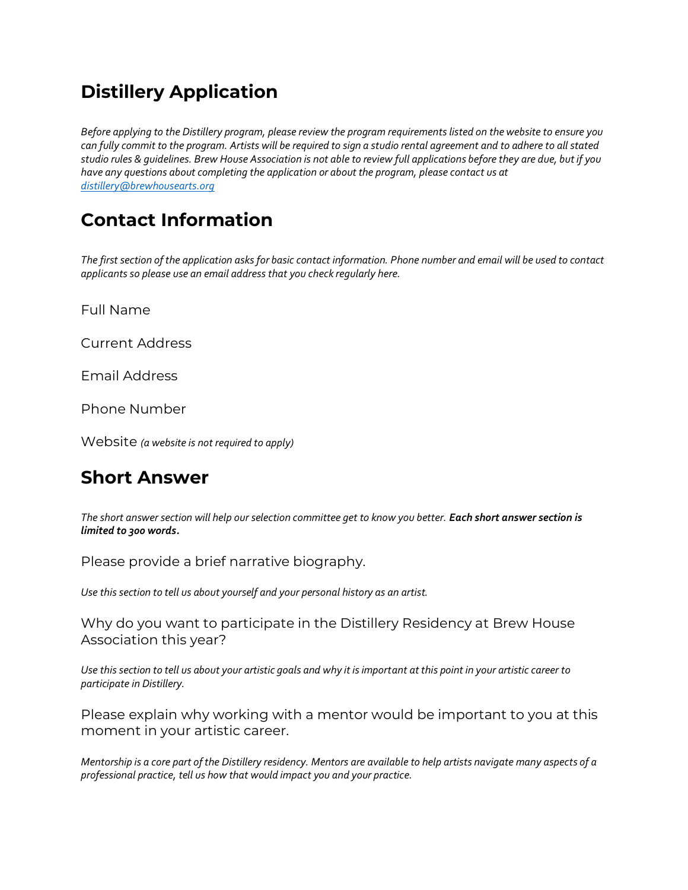# Distillery Application

*Before applying to the Distillery program, please review the program requirements listed on the website to ensure you can fully commit to the program. Artists will be required to sign a studio rental agreement and to adhere to all stated studio rules & guidelines. Brew House Association is not able to review full applications before they are due, but if you have any questions about completing the application or about the program, please contact us at [distillery@brewhousearts.org](mailto:distillery@brewhousearts.org)*

# Contact Information

*The first section of the application asks for basic contact information. Phone number and email will be used to contact applicants so please use an email address that you check regularly here.*

Full Name

Current Address

Email Address

Phone Number

Website *(a website is not required to apply)*

# Short Answer

*The short answer section will help our selection committee get to know you better.* ***Each short answer section is limited to 300 words.***

### Please provide a brief narrative biography.

*Use this section to tell us about yourself and your personal history as an artist.*

### Why do you want to participate in the Distillery Residency at Brew House Association this year?

*Use this section to tell us about your artistic goals and why it is important at this point in your artistic career to participate in Distillery.*

### Please explain why working with a mentor would be important to you at this moment in your artistic career.

*Mentorship is a core part of the Distillery residency. Mentors are available to help artists navigate many aspects of a professional practice, tell us how that would impact you and your practice.*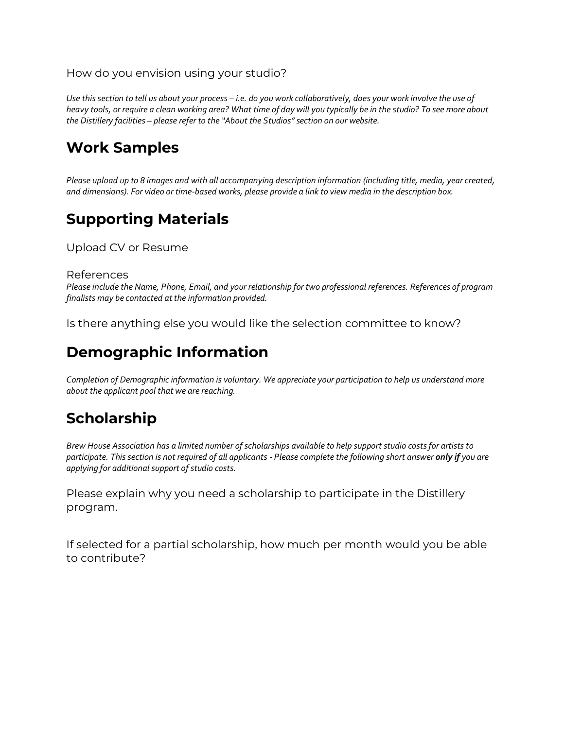How do you envision using your studio?

*Use this section to tell us about your process – i.e. do you work collaboratively, does your work involve the use of heavy tools, or require a clean working area? What time of day will you typically be in the studio? To see more about the Distillery facilities – please refer to the "About the Studios" section on our website.*

## Work Samples

*Please upload up to 8 images and with all accompanying description information (including title, media, year created, and dimensions). For video or time-based works, please provide a link to view media in the description box.*

## Supporting Materials

Upload CV or Resume

References

*Please include the Name, Phone, Email, and your relationship for two professional references. References of program finalists may be contacted at the information provided.*

Is there anything else you would like the selection committee to know?

## Demographic Information

*Completion of Demographic information is voluntary. We appreciate your participation to help us understand more about the applicant pool that we are reaching.*

## Scholarship

*Brew House Association has a limited number of scholarships available to help support studio costs for artists to participate. This section is not required of all applicants - Please complete the following short answer* ***only if*** *you are applying for additional support of studio costs.*

Please explain why you need a scholarship to participate in the Distillery program.

If selected for a partial scholarship, how much per month would you be able to contribute?